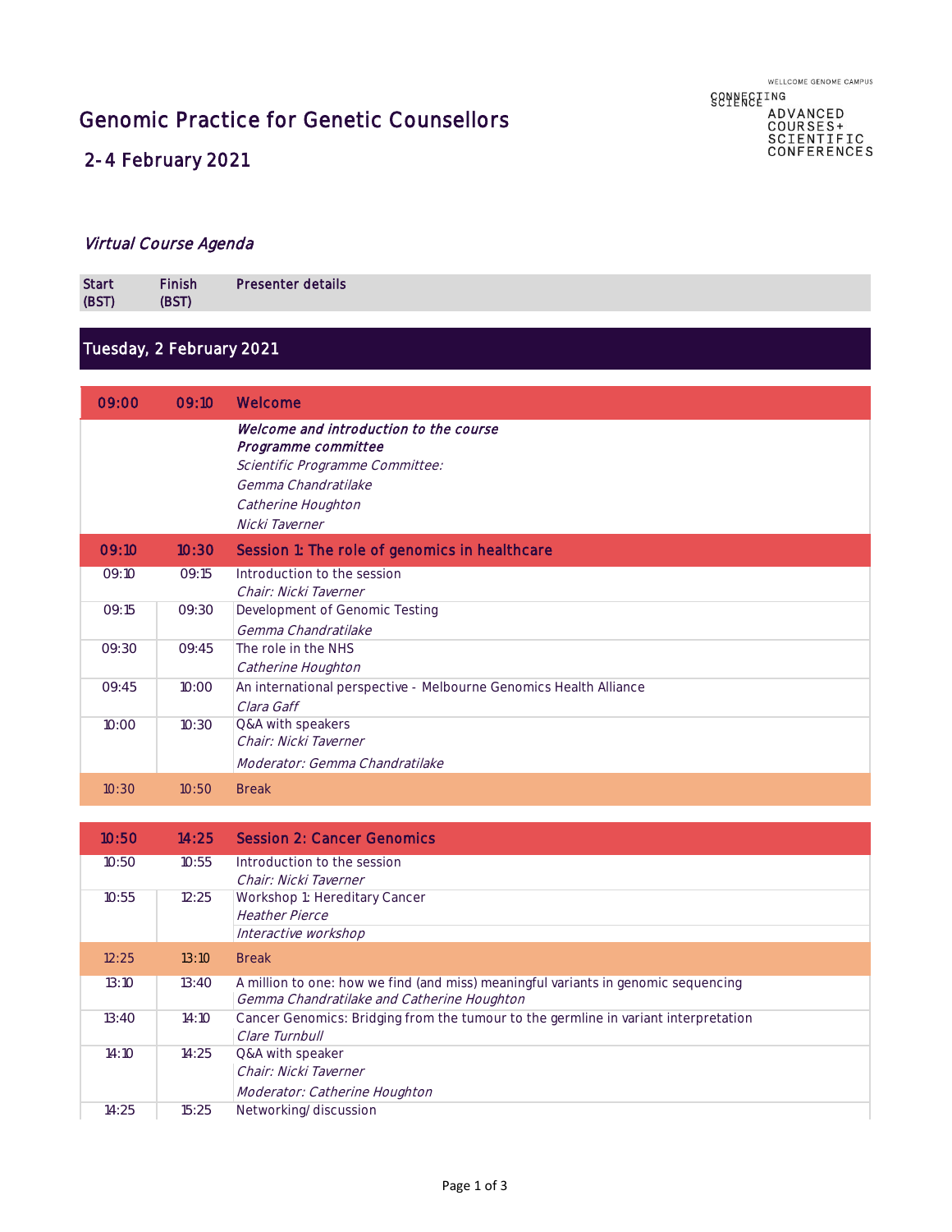WELLCOME GENOME CAMPUS
CONNECTING SCIENCE
ADVANCED COURSES+ SCIENTIFIC CONFERENCES

# Genomic Practice for Genetic Counsellors

## 2-4 February 2021

*Virtual Course Agenda*

| Start (BST) | Finish (BST) | Presenter details |
|---|---|---|
| **Tuesday, 2 February 2021** | | |
| **09:00** | **09:10** | **Welcome** |
| | | ***Welcome and introduction to the course*** <br> ***Programme committee*** <br> *Scientific Programme Committee:* <br> *Gemma Chandratilake* <br> *Catherine Houghton* <br> *Nicki Taverner* |
| **09:10** | **10:30** | **Session 1: The role of genomics in healthcare** |
| 09:10 | 09:15 | Introduction to the session <br> *Chair: Nicki Taverner* |
| 09:15 | 09:30 | Development of Genomic Testing <br> *Gemma Chandratilake* |
| 09:30 | 09:45 | The role in the NHS <br> *Catherine Houghton* |
| 09:45 | 10:00 | An international perspective - Melbourne Genomics Health Alliance <br> *Clara Gaff* |
| 10:00 | 10:30 | Q&A with speakers <br> *Chair: Nicki Taverner* <br> *Moderator: Gemma Chandratilake* |
| 10:30 | 10:50 | Break |
| **10:50** | **14:25** | **Session 2: Cancer Genomics** |
| 10:50 | 10:55 | Introduction to the session <br> *Chair: Nicki Taverner* |
| 10:55 | 12:25 | Workshop 1: Hereditary Cancer <br> *Heather Pierce* <br> *Interactive workshop* |
| 12:25 | 13:10 | Break |
| 13:10 | 13:40 | A million to one: how we find (and miss) meaningful variants in genomic sequencing <br> *Gemma Chandratilake and Catherine Houghton* |
| 13:40 | 14:10 | Cancer Genomics: Bridging from the tumour to the germline in variant interpretation <br> *Clare Turnbull* |
| 14:10 | 14:25 | Q&A with speaker <br> *Chair: Nicki Taverner* <br> *Moderator: Catherine Houghton* |
| 14:25 | 15:25 | Networking/ discussion |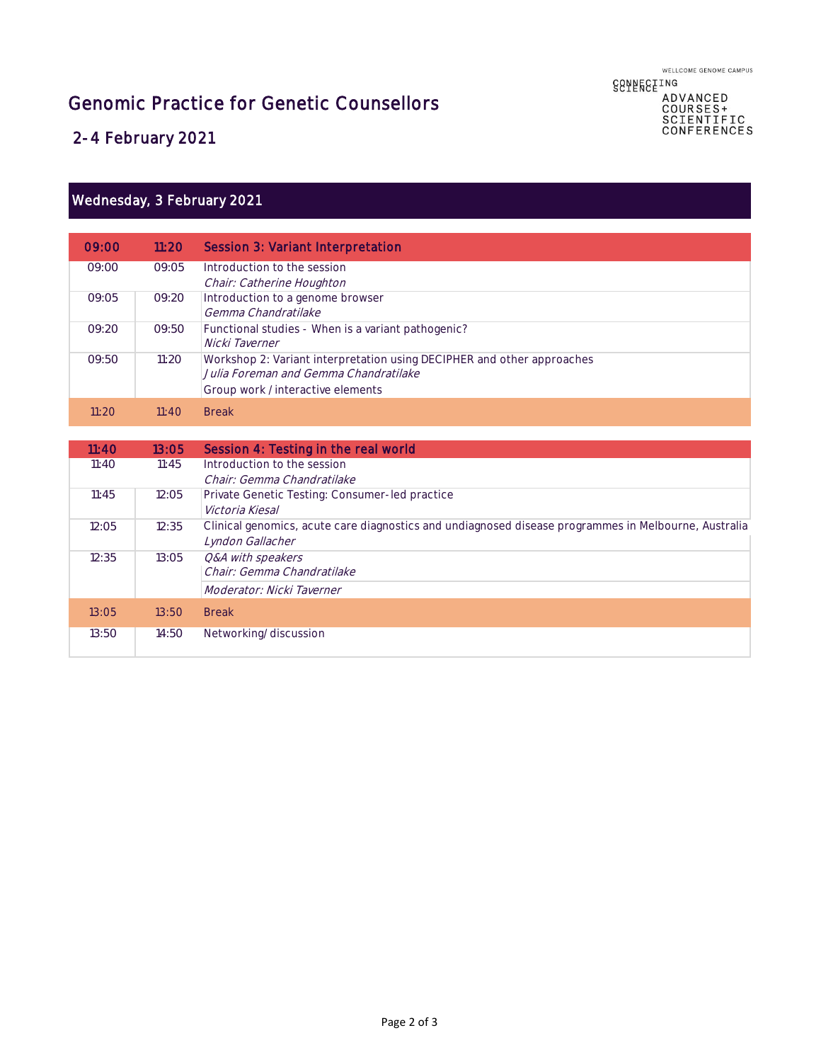WELLCOME GENOME CAMPUS

CONNECTING SCIENCE

ADVANCED COURSES+ SCIENTIFIC CONFERENCES

# Genomic Practice for Genetic Counsellors

## 2-4 February 2021

## Wednesday, 3 February 2021

| 09:00 | 11:20 | Session 3: Variant Interpretation |
|---|---|---|
| 09:00 | 09:05 | Introduction to the session<br>*Chair: Catherine Houghton* |
| 09:05 | 09:20 | Introduction to a genome browser<br>*Gemma Chandratilake* |
| 09:20 | 09:50 | Functional studies - When is a variant pathogenic?<br>*Nicki Taverner* |
| 09:50 | 11:20 | Workshop 2: Variant interpretation using DECIPHER and other approaches<br>*Julia Foreman and Gemma Chandratilake*<br>Group work / interactive elements |
| 11:20 | 11:40 | Break |

| 11:40 | 13:05 | Session 4: Testing in the real world |
|---|---|---|
| 11:40 | 11:45 | Introduction to the session<br>*Chair: Gemma Chandratilake* |
| 11:45 | 12:05 | Private Genetic Testing: Consumer-led practice<br>*Victoria Kiesal* |
| 12:05 | 12:35 | Clinical genomics, acute care diagnostics and undiagnosed disease programmes in Melbourne, Australia<br>*Lyndon Gallacher* |
| 12:35 | 13:05 | *Q&A with speakers*<br>*Chair: Gemma Chandratilake*<br>*Moderator: Nicki Taverner* |
| 13:05 | 13:50 | Break |
| 13:50 | 14:50 | Networking/ discussion |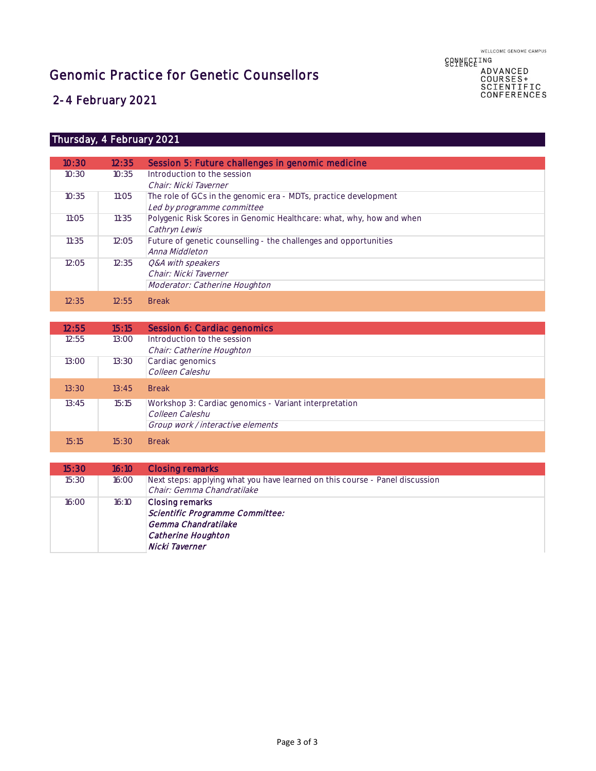# Genomic Practice for Genetic Counsellors

## 2-4 February 2021

WELLCOME GENOME CAMPUS
CONNECTING SCIENCE
ADVANCED COURSES+ SCIENTIFIC CONFERENCES

### Thursday, 4 February 2021

| | | |
|---|---|---|
| **10:30** | **12:35** | **Session 5: Future challenges in genomic medicine** |
| 10:30 | 10:35 | Introduction to the session<br>*Chair: Nicki Taverner* |
| 10:35 | 11:05 | The role of GCs in the genomic era - MDTs, practice development<br>*Led by programme committee* |
| 11:05 | 11:35 | Polygenic Risk Scores in Genomic Healthcare: what, why, how and when<br>*Cathryn Lewis* |
| 11:35 | 12:05 | Future of genetic counselling - the challenges and opportunities<br>*Anna Middleton* |
| 12:05 | 12:35 | *Q&A with speakers*<br>*Chair: Nicki Taverner*<br>*Moderator: Catherine Houghton* |
| 12:35 | 12:55 | Break |

| | | |
|---|---|---|
| **12:55** | **15:15** | **Session 6: Cardiac genomics** |
| 12:55 | 13:00 | Introduction to the session<br>*Chair: Catherine Houghton* |
| 13:00 | 13:30 | Cardiac genomics<br>*Colleen Caleshu* |
| 13:30 | 13:45 | Break |
| 13:45 | 15:15 | Workshop 3: Cardiac genomics - Variant interpretation<br>*Colleen Caleshu*<br>*Group work / interactive elements* |
| 15:15 | 15:30 | Break |

| | | |
|---|---|---|
| **15:30** | **16:10** | **Closing remarks** |
| 15:30 | 16:00 | Next steps: applying what you have learned on this course - Panel discussion<br>*Chair: Gemma Chandratilake* |
| 16:00 | 16:10 | **Closing remarks**<br>***Scientific Programme Committee:***<br>***Gemma Chandratilake***<br>***Catherine Houghton***<br>***Nicki Taverner*** |